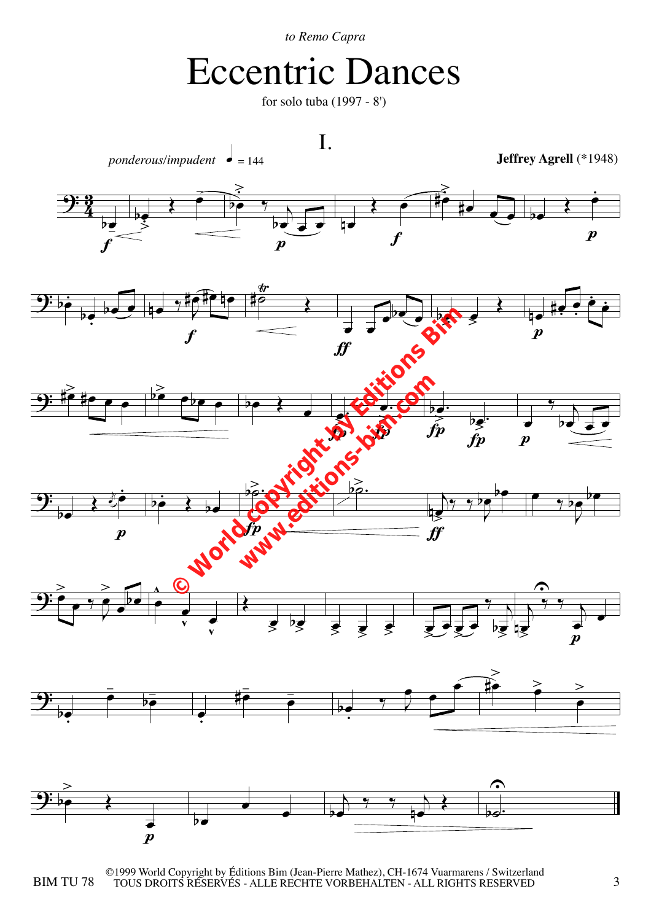*to Remo Capra*

# Eccentric Dances

for solo tuba (1997 - 8')

## I.

*ponderous/impudent* ♩ = 144

**Jeffrey Agrell** (*1948)

©1999 World Copyright by Éditions Bim (Jean-Pierre Mathez), CH-1674 Vuarmarens / Switzerland
TOUS DROITS RÉSERVÉS - ALLE RECHTE VORBEHALTEN - ALL RIGHTS RESERVED

BIM TU 78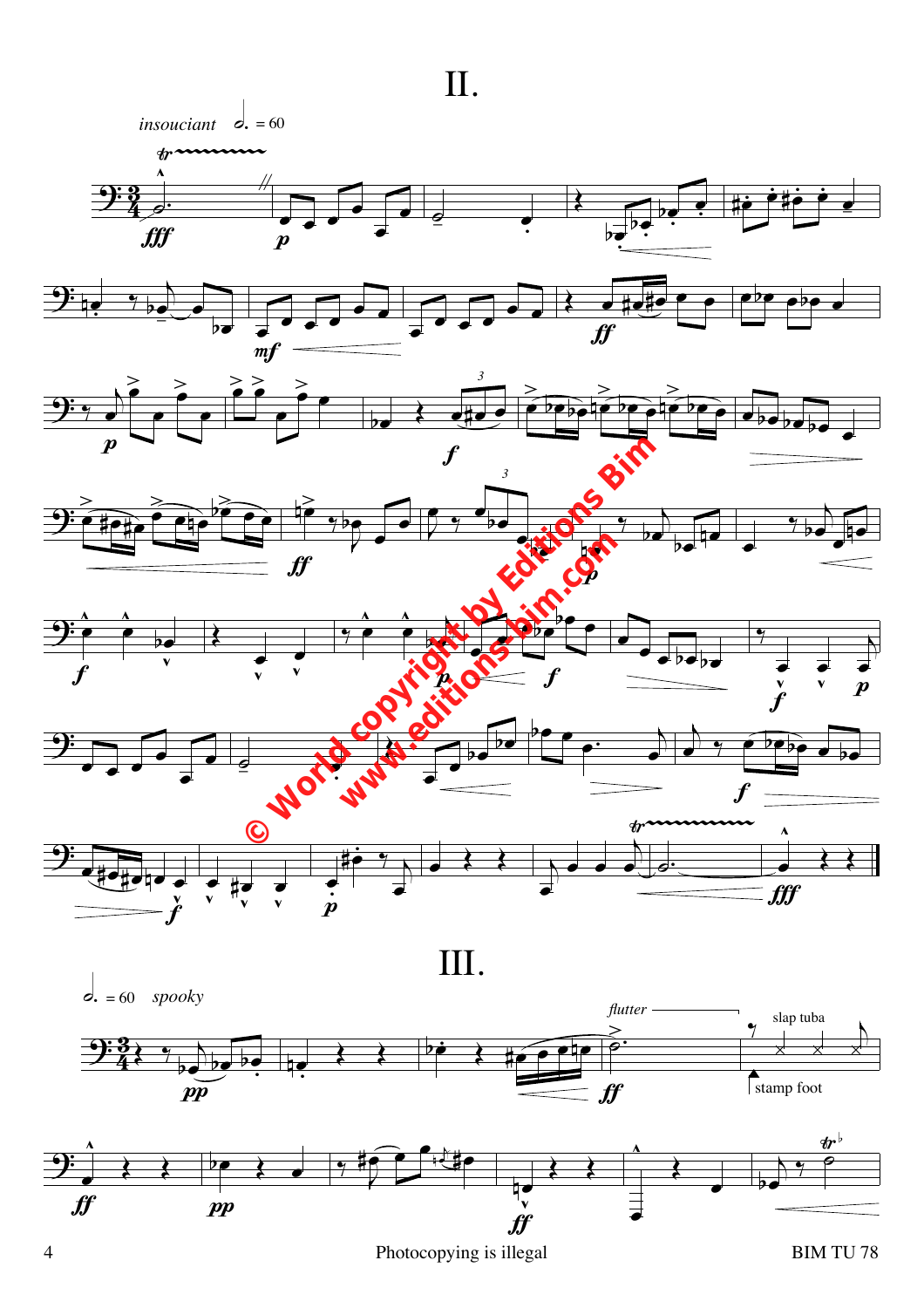# II.

*insouciant* 𝅗𝅥. = 60

# III.

𝅗𝅥. = 60 *spooky*

flutter

slap tuba

stamp foot

Photocopying is illegal